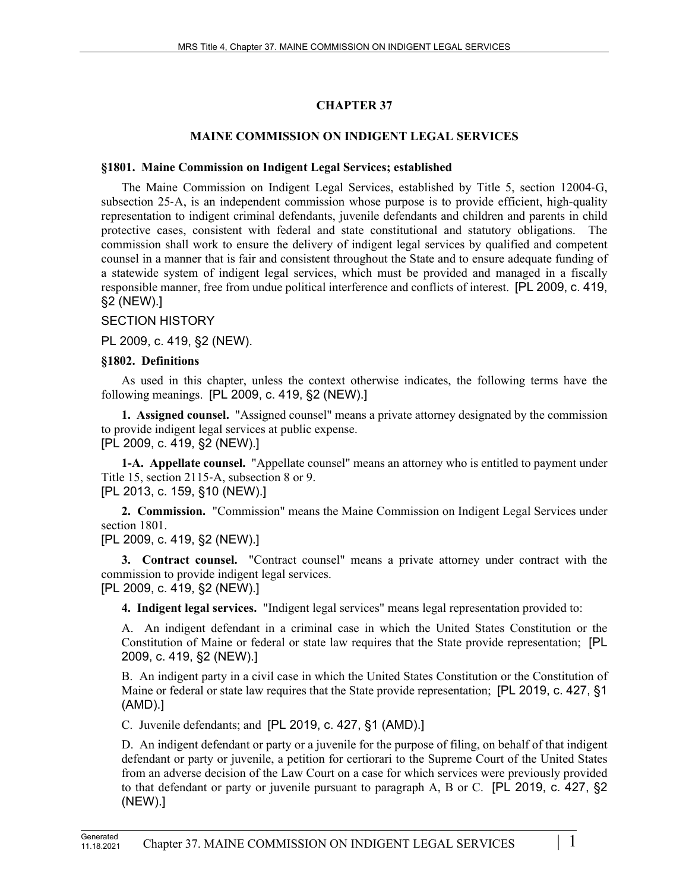# CHAPTER 37

## MAINE COMMISSION ON INDIGENT LEGAL SERVICES

### §1801. Maine Commission on Indigent Legal Services; established

The Maine Commission on Indigent Legal Services, established by Title 5, section 12004-G, subsection 25-A, is an independent commission whose purpose is to provide efficient, high-quality representation to indigent criminal defendants, juvenile defendants and children and parents in child protective cases, consistent with federal and state constitutional and statutory obligations. The commission shall work to ensure the delivery of indigent legal services by qualified and competent counsel in a manner that is fair and consistent throughout the State and to ensure adequate funding of a statewide system of indigent legal services, which must be provided and managed in a fiscally responsible manner, free from undue political interference and conflicts of interest. [PL 2009, c. 419, §2 (NEW).]

SECTION HISTORY

PL 2009, c. 419, §2 (NEW).

### §1802. Definitions

As used in this chapter, unless the context otherwise indicates, the following terms have the following meanings. [PL 2009, c. 419, §2 (NEW).]

**1. Assigned counsel.** "Assigned counsel" means a private attorney designated by the commission to provide indigent legal services at public expense.
[PL 2009, c. 419, §2 (NEW).]

**1-A. Appellate counsel.** "Appellate counsel" means an attorney who is entitled to payment under Title 15, section 2115-A, subsection 8 or 9.
[PL 2013, c. 159, §10 (NEW).]

**2. Commission.** "Commission" means the Maine Commission on Indigent Legal Services under section 1801.
[PL 2009, c. 419, §2 (NEW).]

**3. Contract counsel.** "Contract counsel" means a private attorney under contract with the commission to provide indigent legal services.
[PL 2009, c. 419, §2 (NEW).]

**4. Indigent legal services.** "Indigent legal services" means legal representation provided to:

A. An indigent defendant in a criminal case in which the United States Constitution or the Constitution of Maine or federal or state law requires that the State provide representation; [PL 2009, c. 419, §2 (NEW).]

B. An indigent party in a civil case in which the United States Constitution or the Constitution of Maine or federal or state law requires that the State provide representation; [PL 2019, c. 427, §1 (AMD).]

C. Juvenile defendants; and [PL 2019, c. 427, §1 (AMD).]

D. An indigent defendant or party or a juvenile for the purpose of filing, on behalf of that indigent defendant or party or juvenile, a petition for certiorari to the Supreme Court of the United States from an adverse decision of the Law Court on a case for which services were previously provided to that defendant or party or juvenile pursuant to paragraph A, B or C. [PL 2019, c. 427, §2 (NEW).]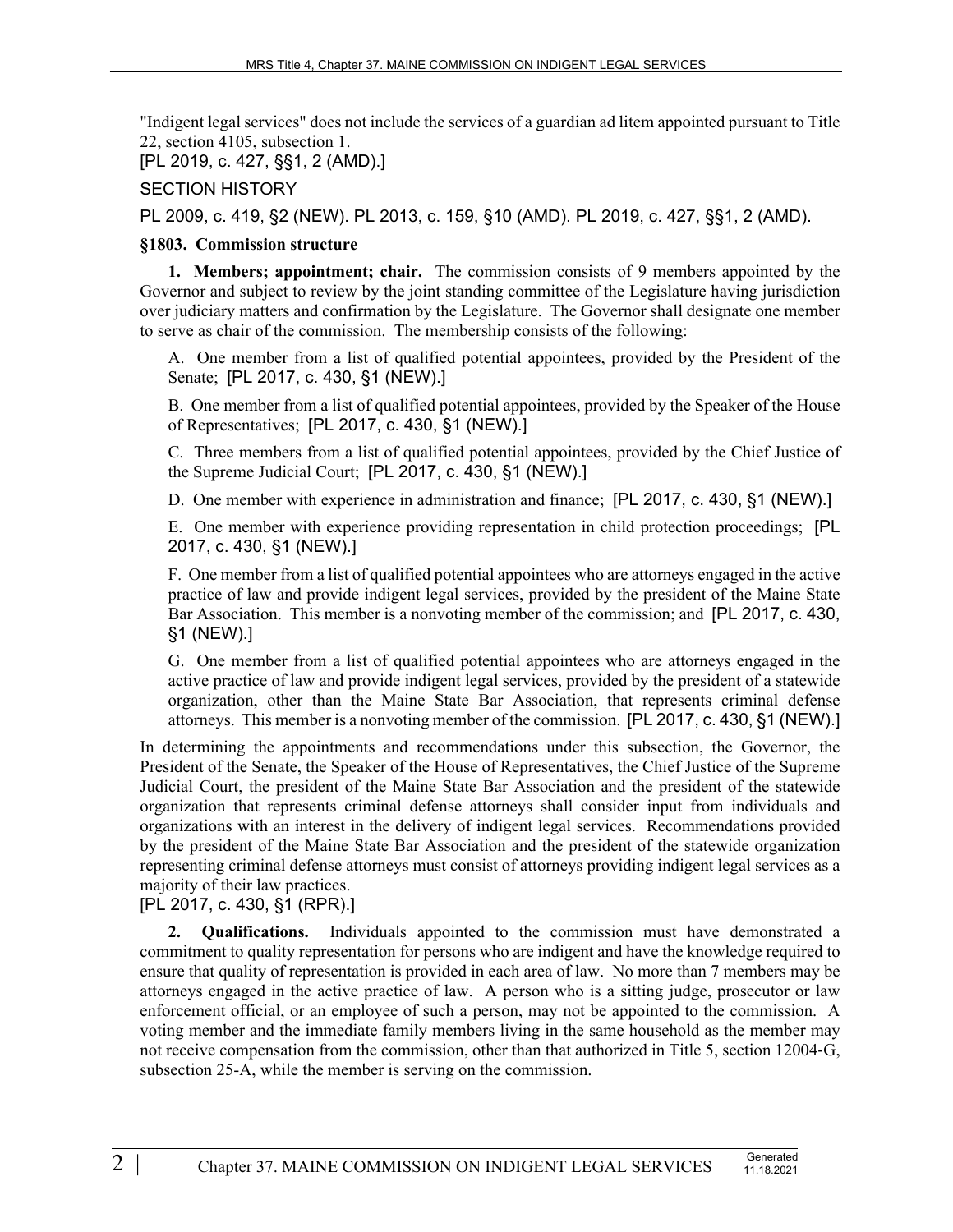"Indigent legal services" does not include the services of a guardian ad litem appointed pursuant to Title 22, section 4105, subsection 1.

[PL 2019, c. 427, §§1, 2 (AMD).]

SECTION HISTORY

PL 2009, c. 419, §2 (NEW). PL 2013, c. 159, §10 (AMD). PL 2019, c. 427, §§1, 2 (AMD).

### §1803. Commission structure

**1. Members; appointment; chair.** The commission consists of 9 members appointed by the Governor and subject to review by the joint standing committee of the Legislature having jurisdiction over judiciary matters and confirmation by the Legislature. The Governor shall designate one member to serve as chair of the commission. The membership consists of the following:

A. One member from a list of qualified potential appointees, provided by the President of the Senate; [PL 2017, c. 430, §1 (NEW).]

B. One member from a list of qualified potential appointees, provided by the Speaker of the House of Representatives; [PL 2017, c. 430, §1 (NEW).]

C. Three members from a list of qualified potential appointees, provided by the Chief Justice of the Supreme Judicial Court; [PL 2017, c. 430, §1 (NEW).]

D. One member with experience in administration and finance; [PL 2017, c. 430, §1 (NEW).]

E. One member with experience providing representation in child protection proceedings; [PL 2017, c. 430, §1 (NEW).]

F. One member from a list of qualified potential appointees who are attorneys engaged in the active practice of law and provide indigent legal services, provided by the president of the Maine State Bar Association. This member is a nonvoting member of the commission; and [PL 2017, c. 430, §1 (NEW).]

G. One member from a list of qualified potential appointees who are attorneys engaged in the active practice of law and provide indigent legal services, provided by the president of a statewide organization, other than the Maine State Bar Association, that represents criminal defense attorneys. This member is a nonvoting member of the commission. [PL 2017, c. 430, §1 (NEW).]

In determining the appointments and recommendations under this subsection, the Governor, the President of the Senate, the Speaker of the House of Representatives, the Chief Justice of the Supreme Judicial Court, the president of the Maine State Bar Association and the president of the statewide organization that represents criminal defense attorneys shall consider input from individuals and organizations with an interest in the delivery of indigent legal services. Recommendations provided by the president of the Maine State Bar Association and the president of the statewide organization representing criminal defense attorneys must consist of attorneys providing indigent legal services as a majority of their law practices.

[PL 2017, c. 430, §1 (RPR).]

**2. Qualifications.** Individuals appointed to the commission must have demonstrated a commitment to quality representation for persons who are indigent and have the knowledge required to ensure that quality of representation is provided in each area of law. No more than 7 members may be attorneys engaged in the active practice of law. A person who is a sitting judge, prosecutor or law enforcement official, or an employee of such a person, may not be appointed to the commission. A voting member and the immediate family members living in the same household as the member may not receive compensation from the commission, other than that authorized in Title 5, section 12004-G, subsection 25-A, while the member is serving on the commission.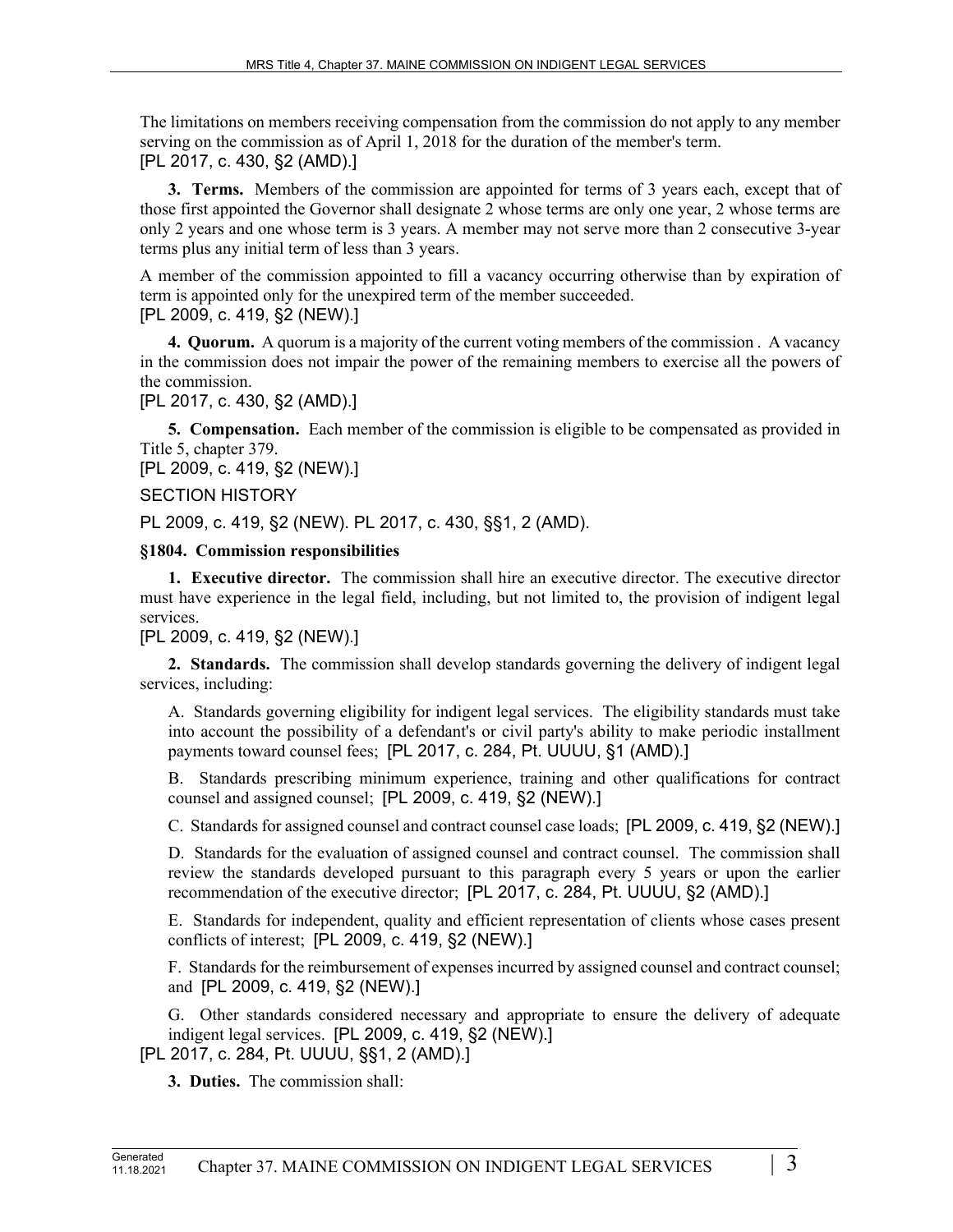The limitations on members receiving compensation from the commission do not apply to any member serving on the commission as of April 1, 2018 for the duration of the member's term.
[PL 2017, c. 430, §2 (AMD).]

**3. Terms.** Members of the commission are appointed for terms of 3 years each, except that of those first appointed the Governor shall designate 2 whose terms are only one year, 2 whose terms are only 2 years and one whose term is 3 years. A member may not serve more than 2 consecutive 3-year terms plus any initial term of less than 3 years.

A member of the commission appointed to fill a vacancy occurring otherwise than by expiration of term is appointed only for the unexpired term of the member succeeded.
[PL 2009, c. 419, §2 (NEW).]

**4. Quorum.** A quorum is a majority of the current voting members of the commission . A vacancy in the commission does not impair the power of the remaining members to exercise all the powers of the commission.
[PL 2017, c. 430, §2 (AMD).]

**5. Compensation.** Each member of the commission is eligible to be compensated as provided in Title 5, chapter 379.
[PL 2009, c. 419, §2 (NEW).]

SECTION HISTORY

PL 2009, c. 419, §2 (NEW). PL 2017, c. 430, §§1, 2 (AMD).

**§1804. Commission responsibilities**

**1. Executive director.** The commission shall hire an executive director. The executive director must have experience in the legal field, including, but not limited to, the provision of indigent legal services.
[PL 2009, c. 419, §2 (NEW).]

**2. Standards.** The commission shall develop standards governing the delivery of indigent legal services, including:

A. Standards governing eligibility for indigent legal services. The eligibility standards must take into account the possibility of a defendant's or civil party's ability to make periodic installment payments toward counsel fees; [PL 2017, c. 284, Pt. UUUU, §1 (AMD).]

B. Standards prescribing minimum experience, training and other qualifications for contract counsel and assigned counsel; [PL 2009, c. 419, §2 (NEW).]

C. Standards for assigned counsel and contract counsel case loads; [PL 2009, c. 419, §2 (NEW).]

D. Standards for the evaluation of assigned counsel and contract counsel. The commission shall review the standards developed pursuant to this paragraph every 5 years or upon the earlier recommendation of the executive director; [PL 2017, c. 284, Pt. UUUU, §2 (AMD).]

E. Standards for independent, quality and efficient representation of clients whose cases present conflicts of interest; [PL 2009, c. 419, §2 (NEW).]

F. Standards for the reimbursement of expenses incurred by assigned counsel and contract counsel; and [PL 2009, c. 419, §2 (NEW).]

G. Other standards considered necessary and appropriate to ensure the delivery of adequate indigent legal services. [PL 2009, c. 419, §2 (NEW).]

[PL 2017, c. 284, Pt. UUUU, §§1, 2 (AMD).]

**3. Duties.** The commission shall: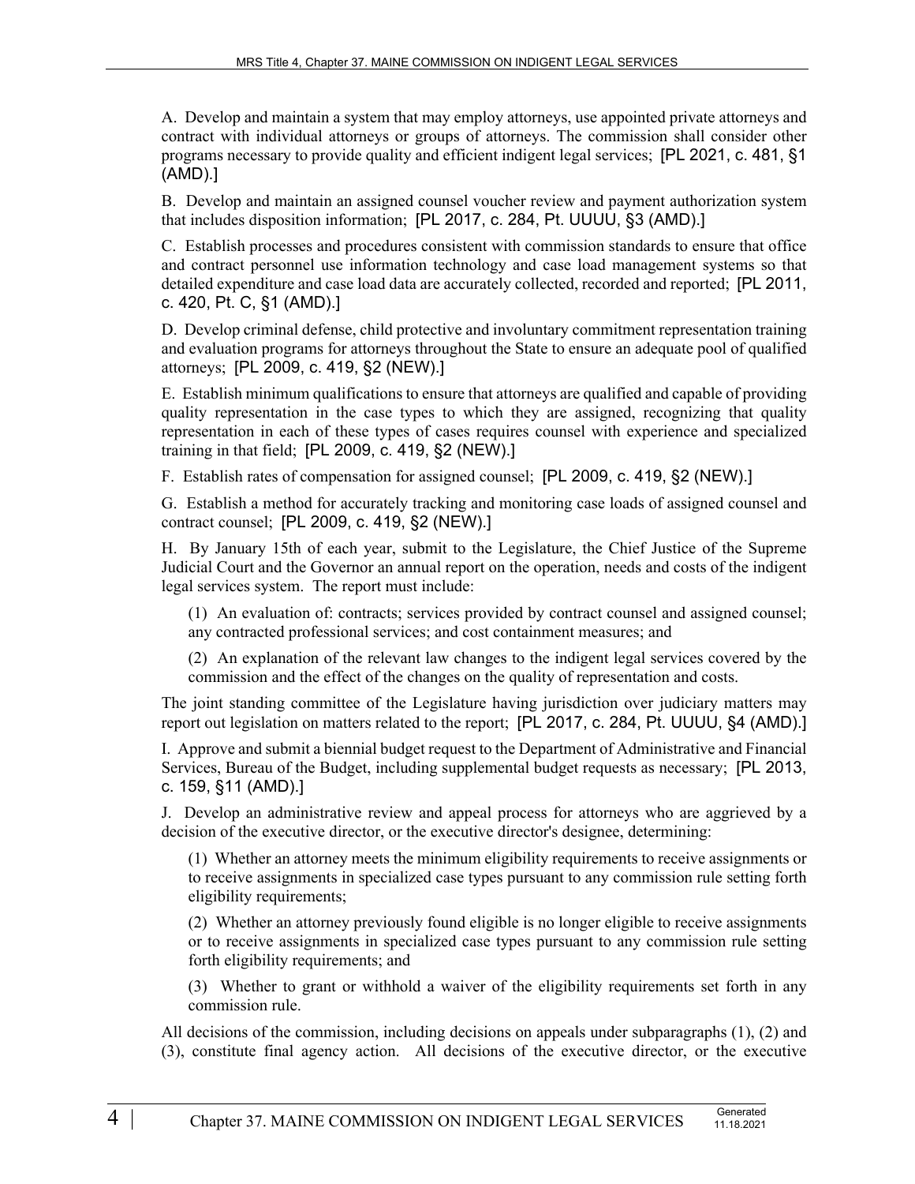A. Develop and maintain a system that may employ attorneys, use appointed private attorneys and contract with individual attorneys or groups of attorneys. The commission shall consider other programs necessary to provide quality and efficient indigent legal services; [PL 2021, c. 481, §1 (AMD).]

B. Develop and maintain an assigned counsel voucher review and payment authorization system that includes disposition information; [PL 2017, c. 284, Pt. UUUU, §3 (AMD).]

C. Establish processes and procedures consistent with commission standards to ensure that office and contract personnel use information technology and case load management systems so that detailed expenditure and case load data are accurately collected, recorded and reported; [PL 2011, c. 420, Pt. C, §1 (AMD).]

D. Develop criminal defense, child protective and involuntary commitment representation training and evaluation programs for attorneys throughout the State to ensure an adequate pool of qualified attorneys; [PL 2009, c. 419, §2 (NEW).]

E. Establish minimum qualifications to ensure that attorneys are qualified and capable of providing quality representation in the case types to which they are assigned, recognizing that quality representation in each of these types of cases requires counsel with experience and specialized training in that field; [PL 2009, c. 419, §2 (NEW).]

F. Establish rates of compensation for assigned counsel; [PL 2009, c. 419, §2 (NEW).]

G. Establish a method for accurately tracking and monitoring case loads of assigned counsel and contract counsel; [PL 2009, c. 419, §2 (NEW).]

H. By January 15th of each year, submit to the Legislature, the Chief Justice of the Supreme Judicial Court and the Governor an annual report on the operation, needs and costs of the indigent legal services system. The report must include:

(1) An evaluation of: contracts; services provided by contract counsel and assigned counsel; any contracted professional services; and cost containment measures; and

(2) An explanation of the relevant law changes to the indigent legal services covered by the commission and the effect of the changes on the quality of representation and costs.

The joint standing committee of the Legislature having jurisdiction over judiciary matters may report out legislation on matters related to the report; [PL 2017, c. 284, Pt. UUUU, §4 (AMD).]

I. Approve and submit a biennial budget request to the Department of Administrative and Financial Services, Bureau of the Budget, including supplemental budget requests as necessary; [PL 2013, c. 159, §11 (AMD).]

J. Develop an administrative review and appeal process for attorneys who are aggrieved by a decision of the executive director, or the executive director's designee, determining:

(1) Whether an attorney meets the minimum eligibility requirements to receive assignments or to receive assignments in specialized case types pursuant to any commission rule setting forth eligibility requirements;

(2) Whether an attorney previously found eligible is no longer eligible to receive assignments or to receive assignments in specialized case types pursuant to any commission rule setting forth eligibility requirements; and

(3) Whether to grant or withhold a waiver of the eligibility requirements set forth in any commission rule.

All decisions of the commission, including decisions on appeals under subparagraphs (1), (2) and (3), constitute final agency action. All decisions of the executive director, or the executive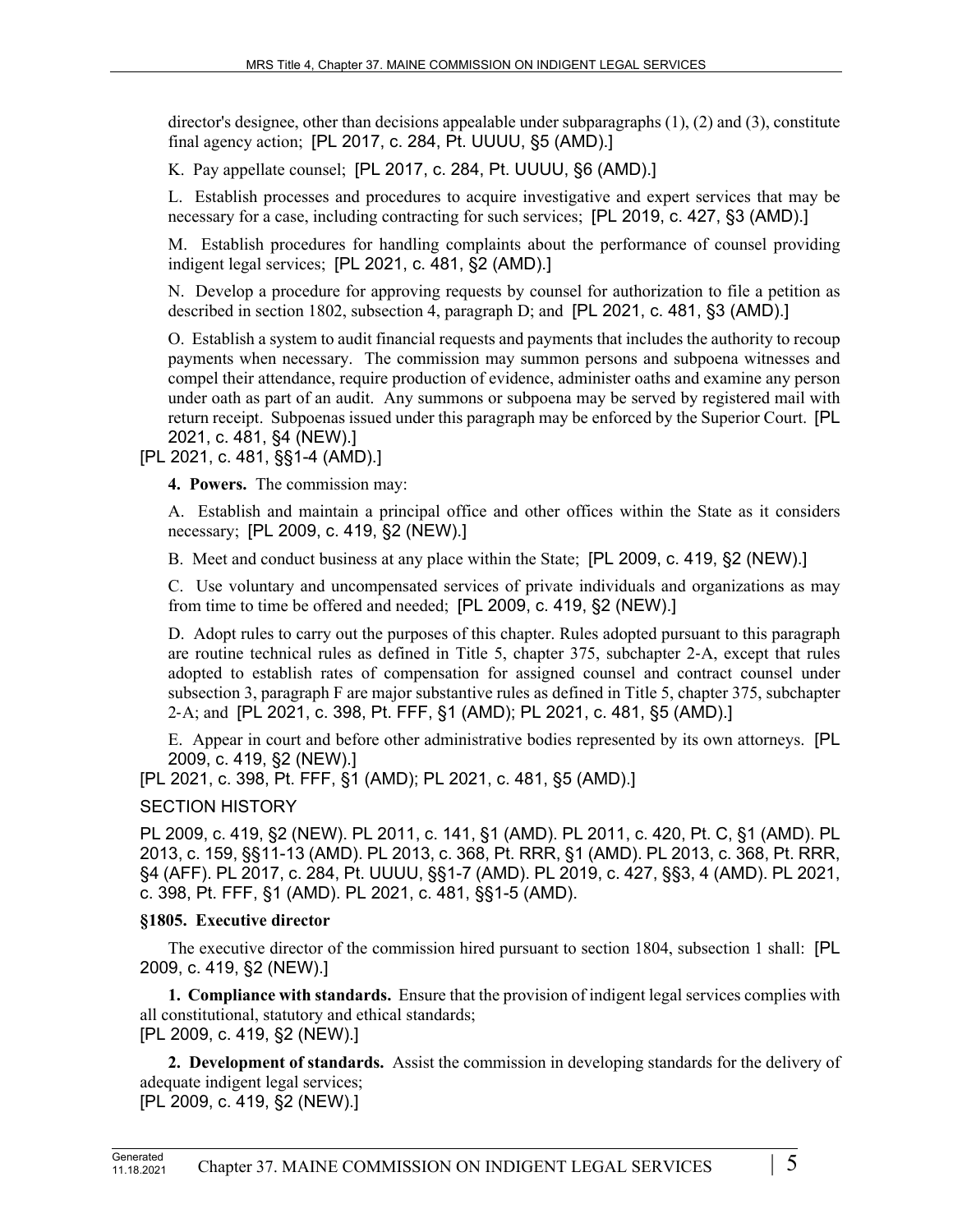director's designee, other than decisions appealable under subparagraphs (1), (2) and (3), constitute final agency action; [PL 2017, c. 284, Pt. UUUU, §5 (AMD).]

K. Pay appellate counsel; [PL 2017, c. 284, Pt. UUUU, §6 (AMD).]

L. Establish processes and procedures to acquire investigative and expert services that may be necessary for a case, including contracting for such services; [PL 2019, c. 427, §3 (AMD).]

M. Establish procedures for handling complaints about the performance of counsel providing indigent legal services; [PL 2021, c. 481, §2 (AMD).]

N. Develop a procedure for approving requests by counsel for authorization to file a petition as described in section 1802, subsection 4, paragraph D; and [PL 2021, c. 481, §3 (AMD).]

O. Establish a system to audit financial requests and payments that includes the authority to recoup payments when necessary. The commission may summon persons and subpoena witnesses and compel their attendance, require production of evidence, administer oaths and examine any person under oath as part of an audit. Any summons or subpoena may be served by registered mail with return receipt. Subpoenas issued under this paragraph may be enforced by the Superior Court. [PL 2021, c. 481, §4 (NEW).]

[PL 2021, c. 481, §§1-4 (AMD).]

**4. Powers.** The commission may:

A. Establish and maintain a principal office and other offices within the State as it considers necessary; [PL 2009, c. 419, §2 (NEW).]

B. Meet and conduct business at any place within the State; [PL 2009, c. 419, §2 (NEW).]

C. Use voluntary and uncompensated services of private individuals and organizations as may from time to time be offered and needed; [PL 2009, c. 419, §2 (NEW).]

D. Adopt rules to carry out the purposes of this chapter. Rules adopted pursuant to this paragraph are routine technical rules as defined in Title 5, chapter 375, subchapter 2-A, except that rules adopted to establish rates of compensation for assigned counsel and contract counsel under subsection 3, paragraph F are major substantive rules as defined in Title 5, chapter 375, subchapter 2-A; and [PL 2021, c. 398, Pt. FFF, §1 (AMD); PL 2021, c. 481, §5 (AMD).]

E. Appear in court and before other administrative bodies represented by its own attorneys. [PL 2009, c. 419, §2 (NEW).]

[PL 2021, c. 398, Pt. FFF, §1 (AMD); PL 2021, c. 481, §5 (AMD).]

SECTION HISTORY

PL 2009, c. 419, §2 (NEW). PL 2011, c. 141, §1 (AMD). PL 2011, c. 420, Pt. C, §1 (AMD). PL 2013, c. 159, §§11-13 (AMD). PL 2013, c. 368, Pt. RRR, §1 (AMD). PL 2013, c. 368, Pt. RRR, §4 (AFF). PL 2017, c. 284, Pt. UUUU, §§1-7 (AMD). PL 2019, c. 427, §§3, 4 (AMD). PL 2021, c. 398, Pt. FFF, §1 (AMD). PL 2021, c. 481, §§1-5 (AMD).

**§1805. Executive director**

The executive director of the commission hired pursuant to section 1804, subsection 1 shall: [PL 2009, c. 419, §2 (NEW).]

**1. Compliance with standards.** Ensure that the provision of indigent legal services complies with all constitutional, statutory and ethical standards;
[PL 2009, c. 419, §2 (NEW).]

**2. Development of standards.** Assist the commission in developing standards for the delivery of adequate indigent legal services;
[PL 2009, c. 419, §2 (NEW).]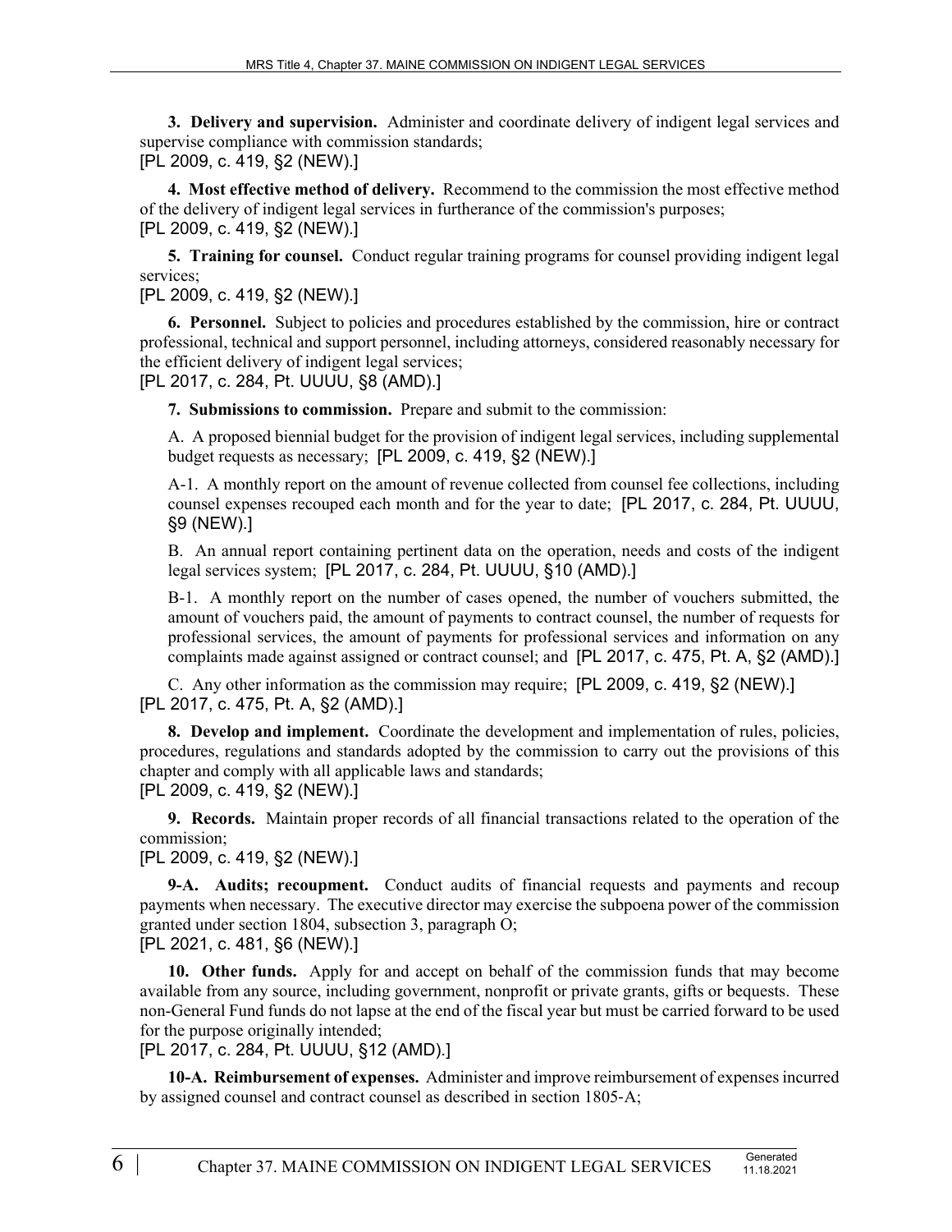**3. Delivery and supervision.** Administer and coordinate delivery of indigent legal services and supervise compliance with commission standards;
[PL 2009, c. 419, §2 (NEW).]

**4. Most effective method of delivery.** Recommend to the commission the most effective method of the delivery of indigent legal services in furtherance of the commission's purposes;
[PL 2009, c. 419, §2 (NEW).]

**5. Training for counsel.** Conduct regular training programs for counsel providing indigent legal services;
[PL 2009, c. 419, §2 (NEW).]

**6. Personnel.** Subject to policies and procedures established by the commission, hire or contract professional, technical and support personnel, including attorneys, considered reasonably necessary for the efficient delivery of indigent legal services;
[PL 2017, c. 284, Pt. UUUU, §8 (AMD).]

**7. Submissions to commission.** Prepare and submit to the commission:

A. A proposed biennial budget for the provision of indigent legal services, including supplemental budget requests as necessary; [PL 2009, c. 419, §2 (NEW).]

A-1. A monthly report on the amount of revenue collected from counsel fee collections, including counsel expenses recouped each month and for the year to date; [PL 2017, c. 284, Pt. UUUU, §9 (NEW).]

B. An annual report containing pertinent data on the operation, needs and costs of the indigent legal services system; [PL 2017, c. 284, Pt. UUUU, §10 (AMD).]

B-1. A monthly report on the number of cases opened, the number of vouchers submitted, the amount of vouchers paid, the amount of payments to contract counsel, the number of requests for professional services, the amount of payments for professional services and information on any complaints made against assigned or contract counsel; and [PL 2017, c. 475, Pt. A, §2 (AMD).]

C. Any other information as the commission may require; [PL 2009, c. 419, §2 (NEW).]

[PL 2017, c. 475, Pt. A, §2 (AMD).]

**8. Develop and implement.** Coordinate the development and implementation of rules, policies, procedures, regulations and standards adopted by the commission to carry out the provisions of this chapter and comply with all applicable laws and standards;
[PL 2009, c. 419, §2 (NEW).]

**9. Records.** Maintain proper records of all financial transactions related to the operation of the commission;
[PL 2009, c. 419, §2 (NEW).]

**9-A. Audits; recoupment.** Conduct audits of financial requests and payments and recoup payments when necessary. The executive director may exercise the subpoena power of the commission granted under section 1804, subsection 3, paragraph O;
[PL 2021, c. 481, §6 (NEW).]

**10. Other funds.** Apply for and accept on behalf of the commission funds that may become available from any source, including government, nonprofit or private grants, gifts or bequests. These non-General Fund funds do not lapse at the end of the fiscal year but must be carried forward to be used for the purpose originally intended;
[PL 2017, c. 284, Pt. UUUU, §12 (AMD).]

**10-A. Reimbursement of expenses.** Administer and improve reimbursement of expenses incurred by assigned counsel and contract counsel as described in section 1805-A;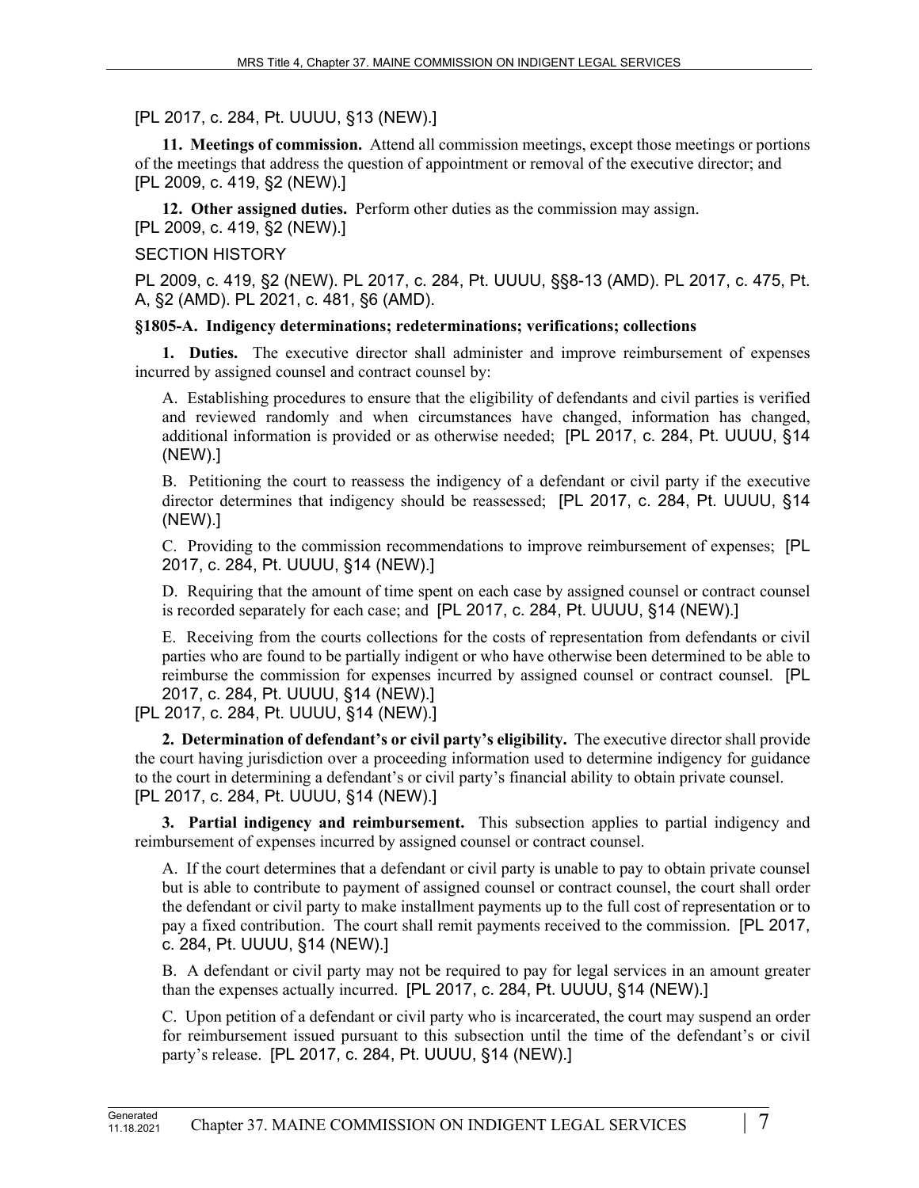[PL 2017, c. 284, Pt. UUUU, §13 (NEW).]

**11. Meetings of commission.** Attend all commission meetings, except those meetings or portions of the meetings that address the question of appointment or removal of the executive director; and [PL 2009, c. 419, §2 (NEW).]

**12. Other assigned duties.** Perform other duties as the commission may assign. [PL 2009, c. 419, §2 (NEW).]

SECTION HISTORY

PL 2009, c. 419, §2 (NEW). PL 2017, c. 284, Pt. UUUU, §§8-13 (AMD). PL 2017, c. 475, Pt. A, §2 (AMD). PL 2021, c. 481, §6 (AMD).

**§1805-A. Indigency determinations; redeterminations; verifications; collections**

**1. Duties.** The executive director shall administer and improve reimbursement of expenses incurred by assigned counsel and contract counsel by:

A. Establishing procedures to ensure that the eligibility of defendants and civil parties is verified and reviewed randomly and when circumstances have changed, information has changed, additional information is provided or as otherwise needed; [PL 2017, c. 284, Pt. UUUU, §14 (NEW).]

B. Petitioning the court to reassess the indigency of a defendant or civil party if the executive director determines that indigency should be reassessed; [PL 2017, c. 284, Pt. UUUU, §14 (NEW).]

C. Providing to the commission recommendations to improve reimbursement of expenses; [PL 2017, c. 284, Pt. UUUU, §14 (NEW).]

D. Requiring that the amount of time spent on each case by assigned counsel or contract counsel is recorded separately for each case; and [PL 2017, c. 284, Pt. UUUU, §14 (NEW).]

E. Receiving from the courts collections for the costs of representation from defendants or civil parties who are found to be partially indigent or who have otherwise been determined to be able to reimburse the commission for expenses incurred by assigned counsel or contract counsel. [PL 2017, c. 284, Pt. UUUU, §14 (NEW).]

[PL 2017, c. 284, Pt. UUUU, §14 (NEW).]

**2. Determination of defendant's or civil party's eligibility.** The executive director shall provide the court having jurisdiction over a proceeding information used to determine indigency for guidance to the court in determining a defendant's or civil party's financial ability to obtain private counsel. [PL 2017, c. 284, Pt. UUUU, §14 (NEW).]

**3. Partial indigency and reimbursement.** This subsection applies to partial indigency and reimbursement of expenses incurred by assigned counsel or contract counsel.

A. If the court determines that a defendant or civil party is unable to pay to obtain private counsel but is able to contribute to payment of assigned counsel or contract counsel, the court shall order the defendant or civil party to make installment payments up to the full cost of representation or to pay a fixed contribution. The court shall remit payments received to the commission. [PL 2017, c. 284, Pt. UUUU, §14 (NEW).]

B. A defendant or civil party may not be required to pay for legal services in an amount greater than the expenses actually incurred. [PL 2017, c. 284, Pt. UUUU, §14 (NEW).]

C. Upon petition of a defendant or civil party who is incarcerated, the court may suspend an order for reimbursement issued pursuant to this subsection until the time of the defendant's or civil party's release. [PL 2017, c. 284, Pt. UUUU, §14 (NEW).]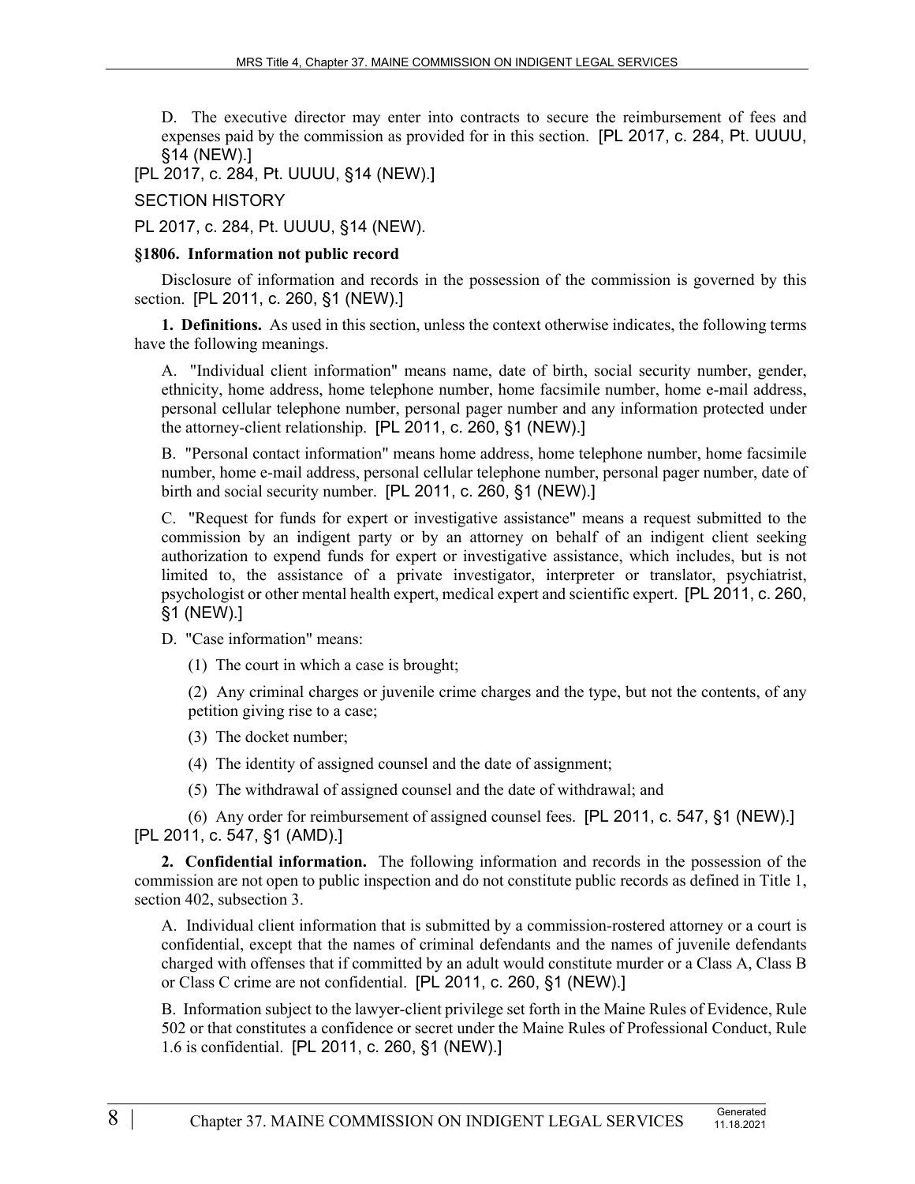D. The executive director may enter into contracts to secure the reimbursement of fees and expenses paid by the commission as provided for in this section. [PL 2017, c. 284, Pt. UUUU, §14 (NEW).]

[PL 2017, c. 284, Pt. UUUU, §14 (NEW).]

SECTION HISTORY

PL 2017, c. 284, Pt. UUUU, §14 (NEW).

**§1806. Information not public record**

Disclosure of information and records in the possession of the commission is governed by this section. [PL 2011, c. 260, §1 (NEW).]

**1. Definitions.** As used in this section, unless the context otherwise indicates, the following terms have the following meanings.

A. "Individual client information" means name, date of birth, social security number, gender, ethnicity, home address, home telephone number, home facsimile number, home e-mail address, personal cellular telephone number, personal pager number and any information protected under the attorney-client relationship. [PL 2011, c. 260, §1 (NEW).]

B. "Personal contact information" means home address, home telephone number, home facsimile number, home e-mail address, personal cellular telephone number, personal pager number, date of birth and social security number. [PL 2011, c. 260, §1 (NEW).]

C. "Request for funds for expert or investigative assistance" means a request submitted to the commission by an indigent party or by an attorney on behalf of an indigent client seeking authorization to expend funds for expert or investigative assistance, which includes, but is not limited to, the assistance of a private investigator, interpreter or translator, psychiatrist, psychologist or other mental health expert, medical expert and scientific expert. [PL 2011, c. 260, §1 (NEW).]

D. "Case information" means:

(1) The court in which a case is brought;

(2) Any criminal charges or juvenile crime charges and the type, but not the contents, of any petition giving rise to a case;

(3) The docket number;

(4) The identity of assigned counsel and the date of assignment;

(5) The withdrawal of assigned counsel and the date of withdrawal; and

(6) Any order for reimbursement of assigned counsel fees. [PL 2011, c. 547, §1 (NEW).]

[PL 2011, c. 547, §1 (AMD).]

**2. Confidential information.** The following information and records in the possession of the commission are not open to public inspection and do not constitute public records as defined in Title 1, section 402, subsection 3.

A. Individual client information that is submitted by a commission-rostered attorney or a court is confidential, except that the names of criminal defendants and the names of juvenile defendants charged with offenses that if committed by an adult would constitute murder or a Class A, Class B or Class C crime are not confidential. [PL 2011, c. 260, §1 (NEW).]

B. Information subject to the lawyer-client privilege set forth in the Maine Rules of Evidence, Rule 502 or that constitutes a confidence or secret under the Maine Rules of Professional Conduct, Rule 1.6 is confidential. [PL 2011, c. 260, §1 (NEW).]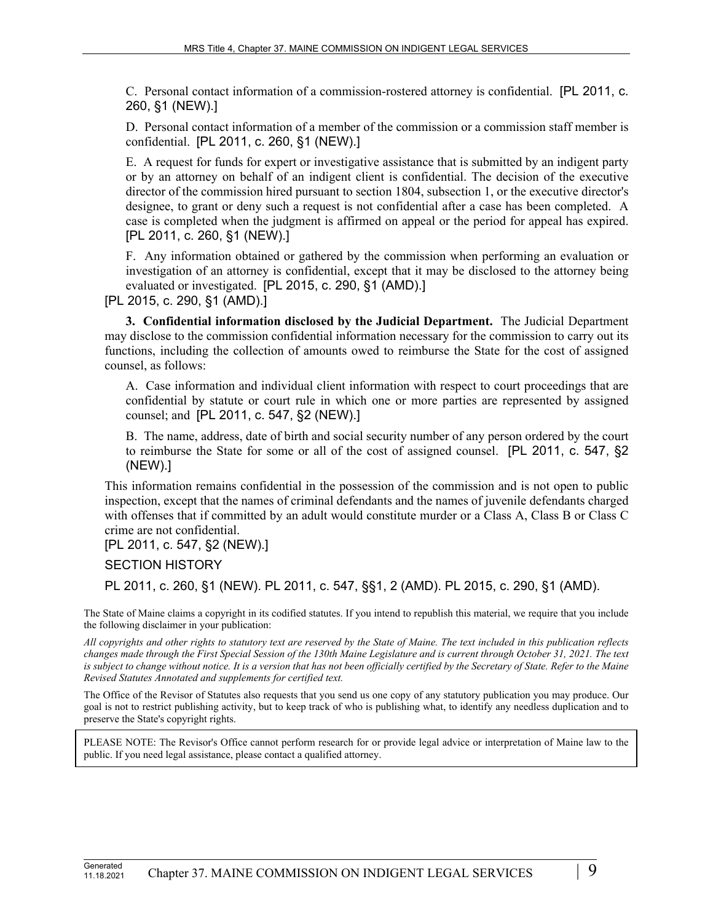C. Personal contact information of a commission-rostered attorney is confidential. [PL 2011, c. 260, §1 (NEW).]

D. Personal contact information of a member of the commission or a commission staff member is confidential. [PL 2011, c. 260, §1 (NEW).]

E. A request for funds for expert or investigative assistance that is submitted by an indigent party or by an attorney on behalf of an indigent client is confidential. The decision of the executive director of the commission hired pursuant to section 1804, subsection 1, or the executive director's designee, to grant or deny such a request is not confidential after a case has been completed. A case is completed when the judgment is affirmed on appeal or the period for appeal has expired. [PL 2011, c. 260, §1 (NEW).]

F. Any information obtained or gathered by the commission when performing an evaluation or investigation of an attorney is confidential, except that it may be disclosed to the attorney being evaluated or investigated. [PL 2015, c. 290, §1 (AMD).]

[PL 2015, c. 290, §1 (AMD).]

**3. Confidential information disclosed by the Judicial Department.** The Judicial Department may disclose to the commission confidential information necessary for the commission to carry out its functions, including the collection of amounts owed to reimburse the State for the cost of assigned counsel, as follows:

A. Case information and individual client information with respect to court proceedings that are confidential by statute or court rule in which one or more parties are represented by assigned counsel; and [PL 2011, c. 547, §2 (NEW).]

B. The name, address, date of birth and social security number of any person ordered by the court to reimburse the State for some or all of the cost of assigned counsel. [PL 2011, c. 547, §2 (NEW).]

This information remains confidential in the possession of the commission and is not open to public inspection, except that the names of criminal defendants and the names of juvenile defendants charged with offenses that if committed by an adult would constitute murder or a Class A, Class B or Class C crime are not confidential.

[PL 2011, c. 547, §2 (NEW).]

SECTION HISTORY

PL 2011, c. 260, §1 (NEW). PL 2011, c. 547, §§1, 2 (AMD). PL 2015, c. 290, §1 (AMD).

The State of Maine claims a copyright in its codified statutes. If you intend to republish this material, we require that you include the following disclaimer in your publication:

*All copyrights and other rights to statutory text are reserved by the State of Maine. The text included in this publication reflects changes made through the First Special Session of the 130th Maine Legislature and is current through October 31, 2021. The text is subject to change without notice. It is a version that has not been officially certified by the Secretary of State. Refer to the Maine Revised Statutes Annotated and supplements for certified text.*

The Office of the Revisor of Statutes also requests that you send us one copy of any statutory publication you may produce. Our goal is not to restrict publishing activity, but to keep track of who is publishing what, to identify any needless duplication and to preserve the State's copyright rights.

PLEASE NOTE: The Revisor's Office cannot perform research for or provide legal advice or interpretation of Maine law to the public. If you need legal assistance, please contact a qualified attorney.